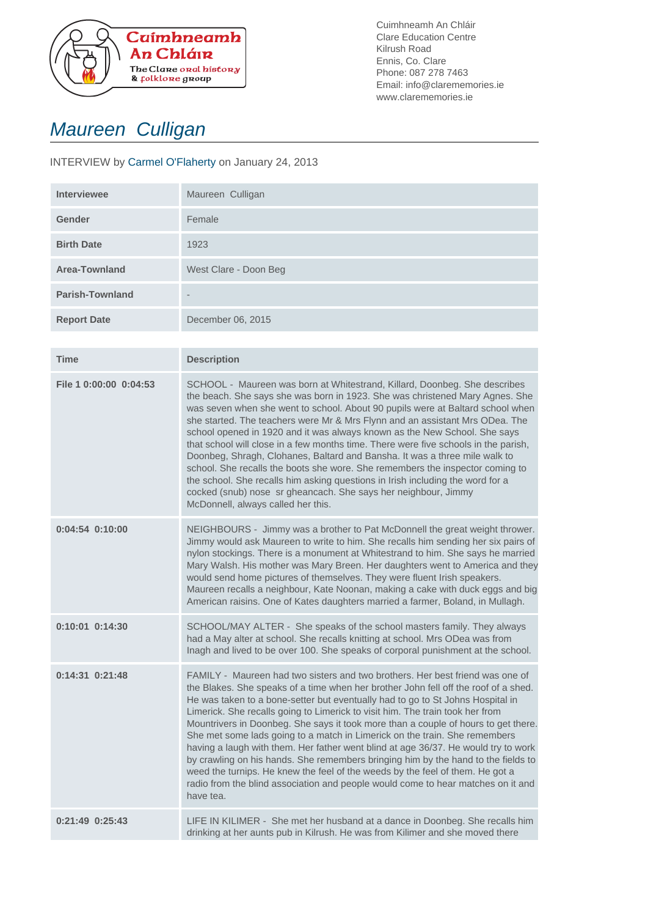Cuimhneamh An Chláir
The Clare oral history & folklore group

Cuimhneamh An Chláir
Clare Education Centre
Kilrush Road
Ennis, Co. Clare
Phone: 087 278 7463
Email: info@clarememories.ie
www.clarememories.ie

# Maureen Culligan

INTERVIEW by Carmel O'Flaherty on January 24, 2013

| | |
|---|---|
| **Interviewee** | Maureen Culligan |
| **Gender** | Female |
| **Birth Date** | 1923 |
| **Area-Townland** | West Clare - Doon Beg |
| **Parish-Townland** | - |
| **Report Date** | December 06, 2015 |

| Time | Description |
|---|---|
| **File 1 0:00:00 0:04:53** | SCHOOL - Maureen was born at Whitestrand, Killard, Doonbeg. She describes the beach. She says she was born in 1923. She was christened Mary Agnes. She was seven when she went to school. About 90 pupils were at Baltard school when she started. The teachers were Mr & Mrs Flynn and an assistant Mrs ODea. The school opened in 1920 and it was always known as the New School. She says that school will close in a few months time. There were five schools in the parish, Doonbeg, Shragh, Clohanes, Baltard and Bansha. It was a three mile walk to school. She recalls the boots she wore. She remembers the inspector coming to the school. She recalls him asking questions in Irish including the word for a cocked (snub) nose sr gheancach. She says her neighbour, Jimmy McDonnell, always called her this. |
| **0:04:54 0:10:00** | NEIGHBOURS - Jimmy was a brother to Pat McDonnell the great weight thrower. Jimmy would ask Maureen to write to him. She recalls him sending her six pairs of nylon stockings. There is a monument at Whitestrand to him. She says he married Mary Walsh. His mother was Mary Breen. Her daughters went to America and they would send home pictures of themselves. They were fluent Irish speakers. Maureen recalls a neighbour, Kate Noonan, making a cake with duck eggs and big American raisins. One of Kates daughters married a farmer, Boland, in Mullagh. |
| **0:10:01 0:14:30** | SCHOOL/MAY ALTER - She speaks of the school masters family. They always had a May alter at school. She recalls knitting at school. Mrs ODea was from Inagh and lived to be over 100. She speaks of corporal punishment at the school. |
| **0:14:31 0:21:48** | FAMILY - Maureen had two sisters and two brothers. Her best friend was one of the Blakes. She speaks of a time when her brother John fell off the roof of a shed. He was taken to a bone-setter but eventually had to go to St Johns Hospital in Limerick. She recalls going to Limerick to visit him. The train took her from Mountrivers in Doonbeg. She says it took more than a couple of hours to get there. She met some lads going to a match in Limerick on the train. She remembers having a laugh with them. Her father went blind at age 36/37. He would try to work by crawling on his hands. She remembers bringing him by the hand to the fields to weed the turnips. He knew the feel of the weeds by the feel of them. He got a radio from the blind association and people would come to hear matches on it and have tea. |
| **0:21:49 0:25:43** | LIFE IN KILIMER - She met her husband at a dance in Doonbeg. She recalls him drinking at her aunts pub in Kilrush. He was from Kilimer and she moved there |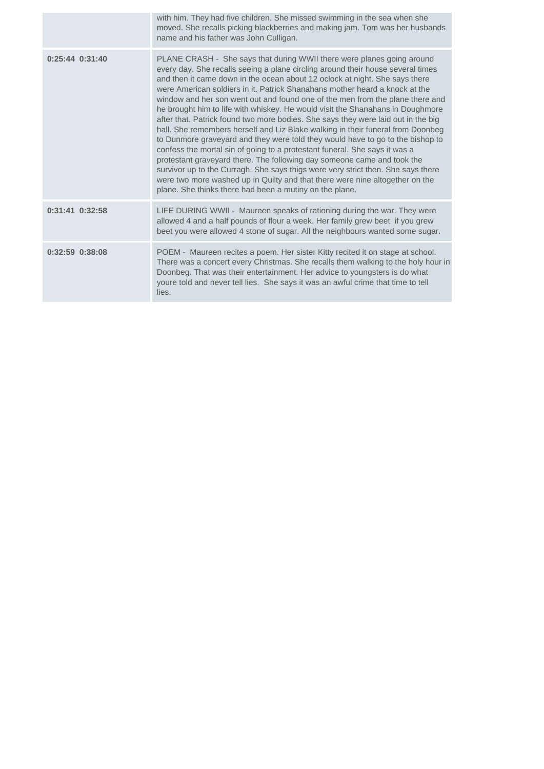| | |
|---|---|
| | with him. They had five children. She missed swimming in the sea when she moved. She recalls picking blackberries and making jam. Tom was her husbands name and his father was John Culligan. |
| **0:25:44 0:31:40** | PLANE CRASH - She says that during WWII there were planes going around every day. She recalls seeing a plane circling around their house several times and then it came down in the ocean about 12 oclock at night. She says there were American soldiers in it. Patrick Shanahans mother heard a knock at the window and her son went out and found one of the men from the plane there and he brought him to life with whiskey. He would visit the Shanahans in Doughmore after that. Patrick found two more bodies. She says they were laid out in the big hall. She remembers herself and Liz Blake walking in their funeral from Doonbeg to Dunmore graveyard and they were told they would have to go to the bishop to confess the mortal sin of going to a protestant funeral. She says it was a protestant graveyard there. The following day someone came and took the survivor up to the Curragh. She says thigs were very strict then. She says there were two more washed up in Quilty and that there were nine altogether on the plane. She thinks there had been a mutiny on the plane. |
| **0:31:41 0:32:58** | LIFE DURING WWII - Maureen speaks of rationing during the war. They were allowed 4 and a half pounds of flour a week. Her family grew beet if you grew beet you were allowed 4 stone of sugar. All the neighbours wanted some sugar. |
| **0:32:59 0:38:08** | POEM - Maureen recites a poem. Her sister Kitty recited it on stage at school. There was a concert every Christmas. She recalls them walking to the holy hour in Doonbeg. That was their entertainment. Her advice to youngsters is do what youre told and never tell lies. She says it was an awful crime that time to tell lies. |